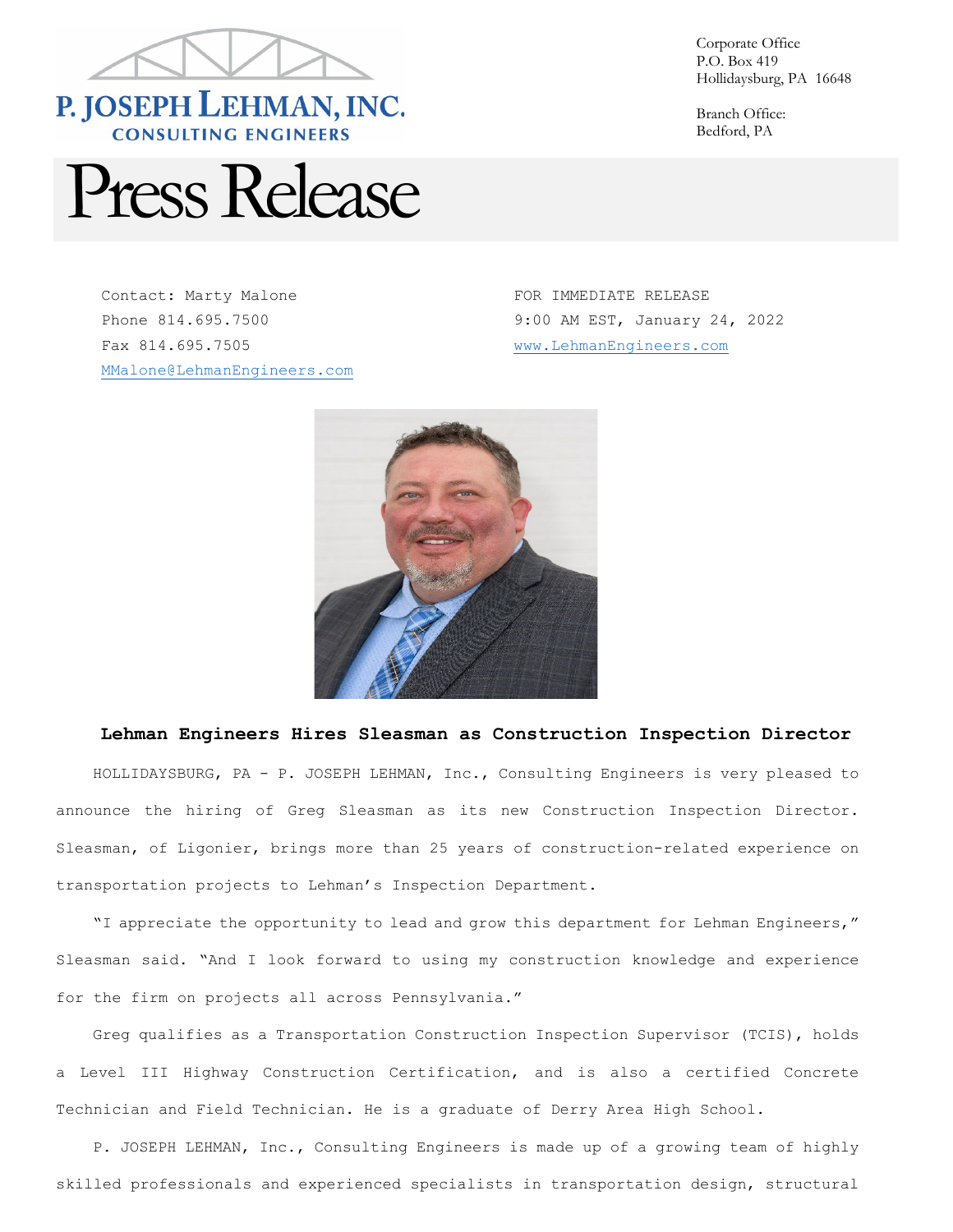P. JOSEPH LEHMAN, INC.
CONSULTING ENGINEERS

Corporate Office
P.O. Box 419
Hollidaysburg, PA 16648

Branch Office:
Bedford, PA

# Press Release

Contact: Marty Malone
Phone 814.695.7500
Fax 814.695.7505
MMalone@LehmanEngineers.com

FOR IMMEDIATE RELEASE
9:00 AM EST, January 24, 2022
www.LehmanEngineers.com

**Lehman Engineers Hires Sleasman as Construction Inspection Director**

HOLLIDAYSBURG, PA - P. JOSEPH LEHMAN, Inc., Consulting Engineers is very pleased to announce the hiring of Greg Sleasman as its new Construction Inspection Director. Sleasman, of Ligonier, brings more than 25 years of construction-related experience on transportation projects to Lehman's Inspection Department.

"I appreciate the opportunity to lead and grow this department for Lehman Engineers," Sleasman said. "And I look forward to using my construction knowledge and experience for the firm on projects all across Pennsylvania."

Greg qualifies as a Transportation Construction Inspection Supervisor (TCIS), holds a Level III Highway Construction Certification, and is also a certified Concrete Technician and Field Technician. He is a graduate of Derry Area High School.

P. JOSEPH LEHMAN, Inc., Consulting Engineers is made up of a growing team of highly skilled professionals and experienced specialists in transportation design, structural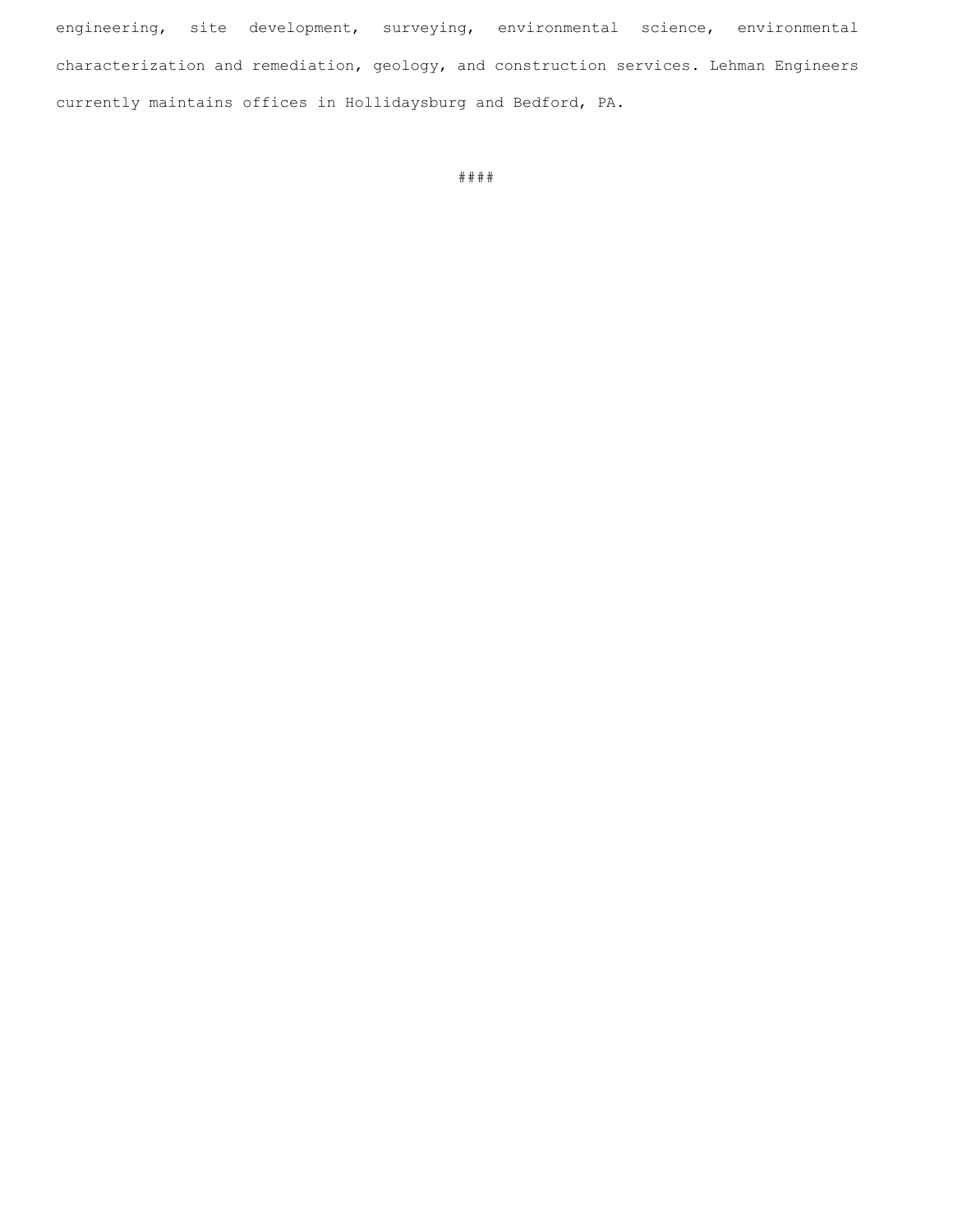engineering, site development, surveying, environmental science, environmental characterization and remediation, geology, and construction services. Lehman Engineers currently maintains offices in Hollidaysburg and Bedford, PA.

####